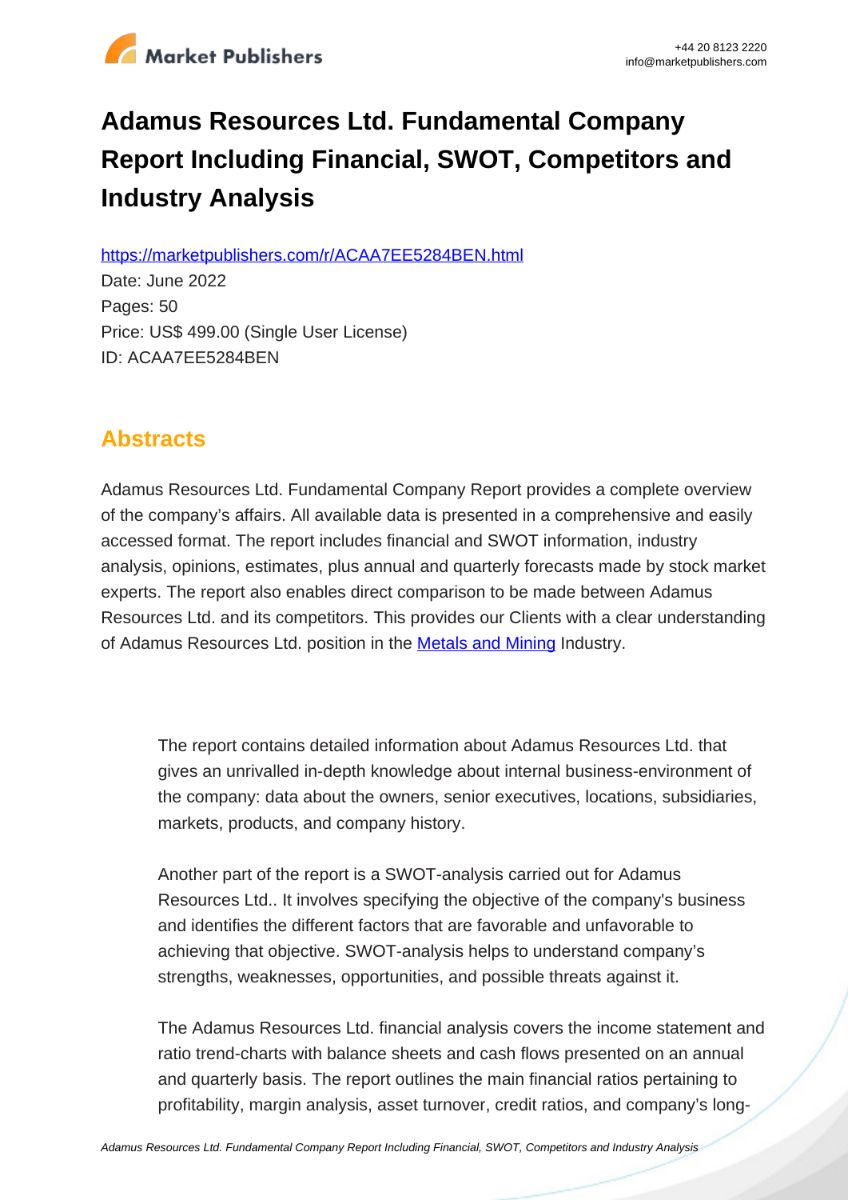# Adamus Resources Ltd. Fundamental Company Report Including Financial, SWOT, Competitors and Industry Analysis

https://marketpublishers.com/r/ACAA7EE5284BEN.html

Date: June 2022

Pages: 50

Price: US$ 499.00 (Single User License)

ID: ACAA7EE5284BEN

## Abstracts

Adamus Resources Ltd. Fundamental Company Report provides a complete overview of the company's affairs. All available data is presented in a comprehensive and easily accessed format. The report includes financial and SWOT information, industry analysis, opinions, estimates, plus annual and quarterly forecasts made by stock market experts. The report also enables direct comparison to be made between Adamus Resources Ltd. and its competitors. This provides our Clients with a clear understanding of Adamus Resources Ltd. position in the Metals and Mining Industry.

> The report contains detailed information about Adamus Resources Ltd. that gives an unrivalled in-depth knowledge about internal business-environment of the company: data about the owners, senior executives, locations, subsidiaries, markets, products, and company history.
>
> Another part of the report is a SWOT-analysis carried out for Adamus Resources Ltd.. It involves specifying the objective of the company's business and identifies the different factors that are favorable and unfavorable to achieving that objective. SWOT-analysis helps to understand company's strengths, weaknesses, opportunities, and possible threats against it.
>
> The Adamus Resources Ltd. financial analysis covers the income statement and ratio trend-charts with balance sheets and cash flows presented on an annual and quarterly basis. The report outlines the main financial ratios pertaining to profitability, margin analysis, asset turnover, credit ratios, and company's long-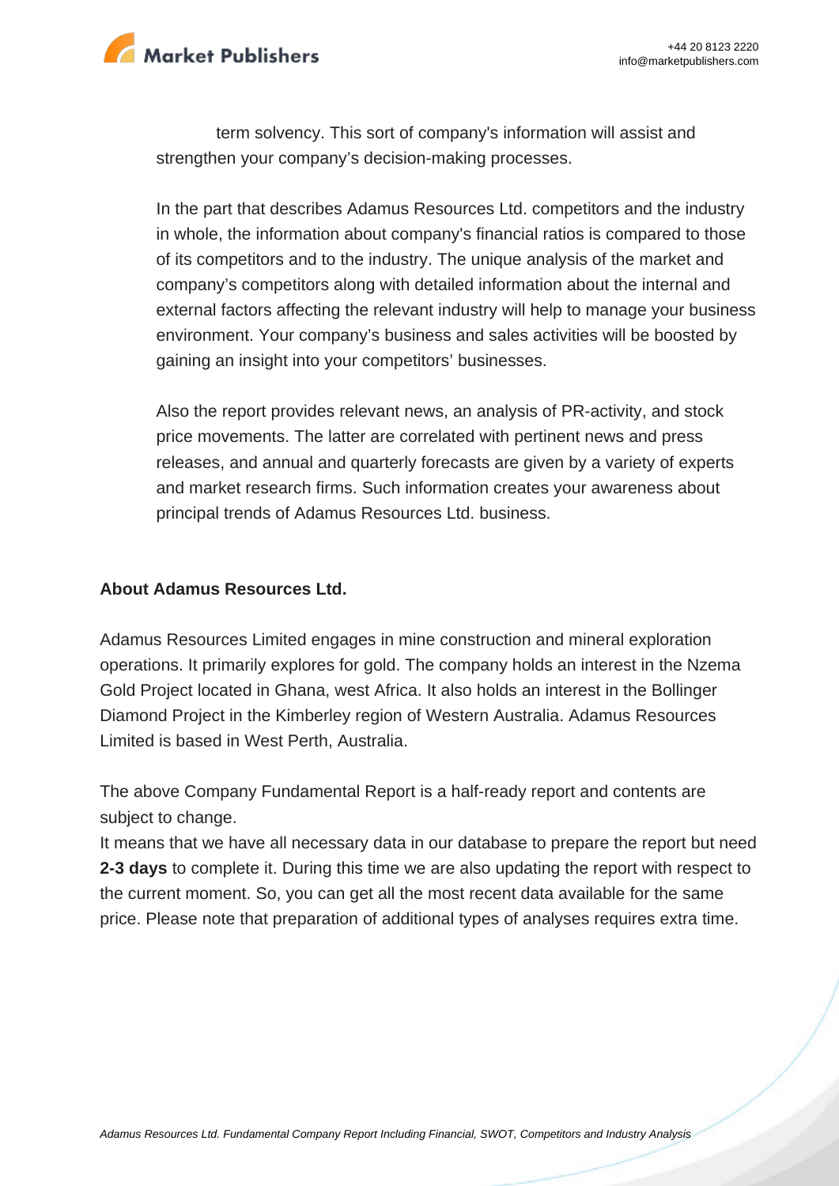term solvency. This sort of company's information will assist and strengthen your company's decision-making processes.

In the part that describes Adamus Resources Ltd. competitors and the industry in whole, the information about company's financial ratios is compared to those of its competitors and to the industry. The unique analysis of the market and company's competitors along with detailed information about the internal and external factors affecting the relevant industry will help to manage your business environment. Your company's business and sales activities will be boosted by gaining an insight into your competitors' businesses.

Also the report provides relevant news, an analysis of PR-activity, and stock price movements. The latter are correlated with pertinent news and press releases, and annual and quarterly forecasts are given by a variety of experts and market research firms. Such information creates your awareness about principal trends of Adamus Resources Ltd. business.

**About Adamus Resources Ltd.**

Adamus Resources Limited engages in mine construction and mineral exploration operations. It primarily explores for gold. The company holds an interest in the Nzema Gold Project located in Ghana, west Africa. It also holds an interest in the Bollinger Diamond Project in the Kimberley region of Western Australia. Adamus Resources Limited is based in West Perth, Australia.

The above Company Fundamental Report is a half-ready report and contents are subject to change.
It means that we have all necessary data in our database to prepare the report but need **2-3 days** to complete it. During this time we are also updating the report with respect to the current moment. So, you can get all the most recent data available for the same price. Please note that preparation of additional types of analyses requires extra time.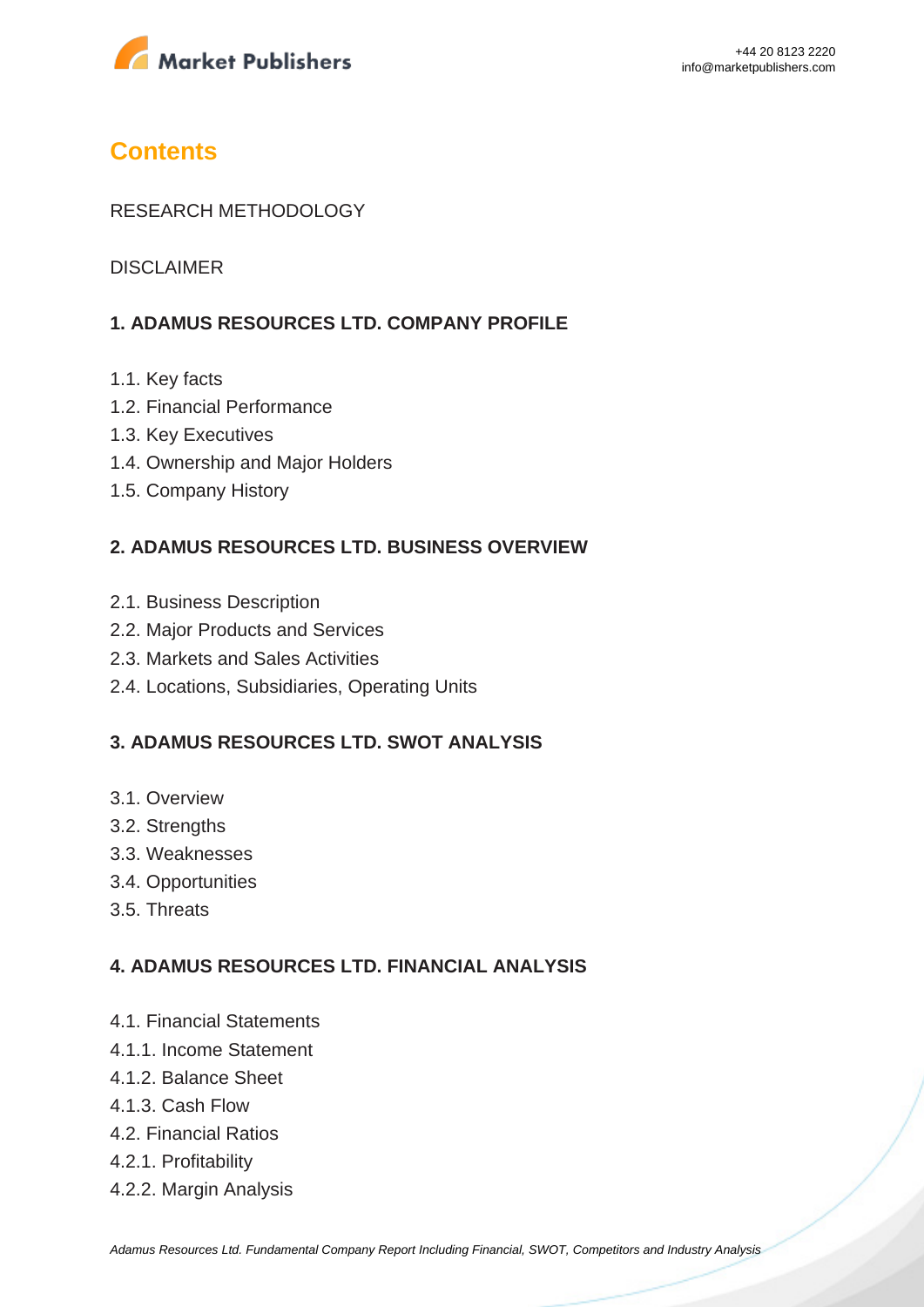## Contents

RESEARCH METHODOLOGY

DISCLAIMER

### 1. ADAMUS RESOURCES LTD. COMPANY PROFILE

1.1. Key facts
1.2. Financial Performance
1.3. Key Executives
1.4. Ownership and Major Holders
1.5. Company History

### 2. ADAMUS RESOURCES LTD. BUSINESS OVERVIEW

2.1. Business Description
2.2. Major Products and Services
2.3. Markets and Sales Activities
2.4. Locations, Subsidiaries, Operating Units

### 3. ADAMUS RESOURCES LTD. SWOT ANALYSIS

3.1. Overview
3.2. Strengths
3.3. Weaknesses
3.4. Opportunities
3.5. Threats

### 4. ADAMUS RESOURCES LTD. FINANCIAL ANALYSIS

4.1. Financial Statements
4.1.1. Income Statement
4.1.2. Balance Sheet
4.1.3. Cash Flow
4.2. Financial Ratios
4.2.1. Profitability
4.2.2. Margin Analysis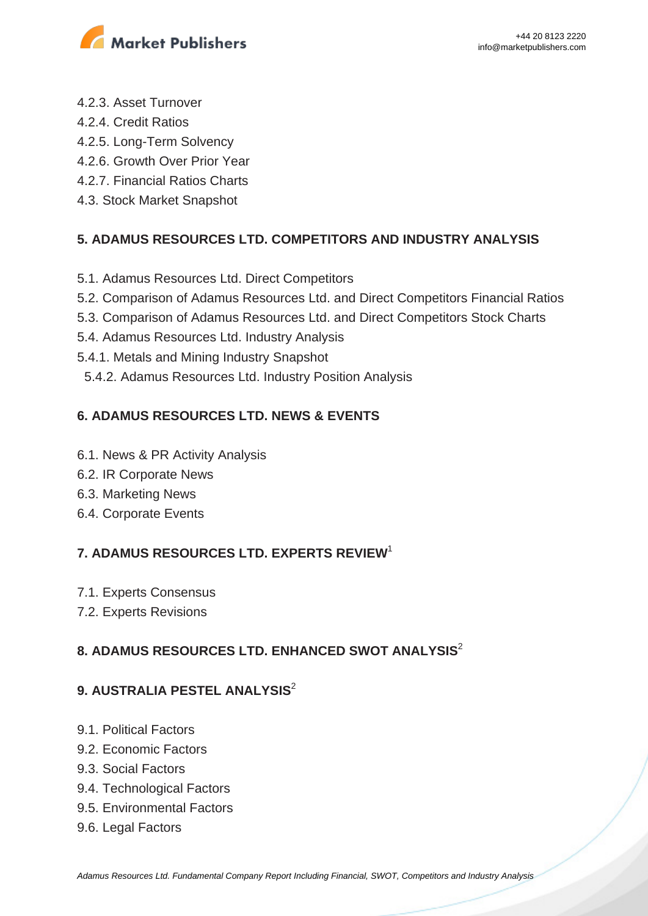4.2.3. Asset Turnover
4.2.4. Credit Ratios
4.2.5. Long-Term Solvency
4.2.6. Growth Over Prior Year
4.2.7. Financial Ratios Charts
4.3. Stock Market Snapshot

## 5. ADAMUS RESOURCES LTD. COMPETITORS AND INDUSTRY ANALYSIS

5.1. Adamus Resources Ltd. Direct Competitors
5.2. Comparison of Adamus Resources Ltd. and Direct Competitors Financial Ratios
5.3. Comparison of Adamus Resources Ltd. and Direct Competitors Stock Charts
5.4. Adamus Resources Ltd. Industry Analysis
5.4.1. Metals and Mining Industry Snapshot
5.4.2. Adamus Resources Ltd. Industry Position Analysis

## 6. ADAMUS RESOURCES LTD. NEWS & EVENTS

6.1. News & PR Activity Analysis
6.2. IR Corporate News
6.3. Marketing News
6.4. Corporate Events

## 7. ADAMUS RESOURCES LTD. EXPERTS REVIEW[1]

7.1. Experts Consensus
7.2. Experts Revisions

## 8. ADAMUS RESOURCES LTD. ENHANCED SWOT ANALYSIS[2]

## 9. AUSTRALIA PESTEL ANALYSIS[2]

9.1. Political Factors
9.2. Economic Factors
9.3. Social Factors
9.4. Technological Factors
9.5. Environmental Factors
9.6. Legal Factors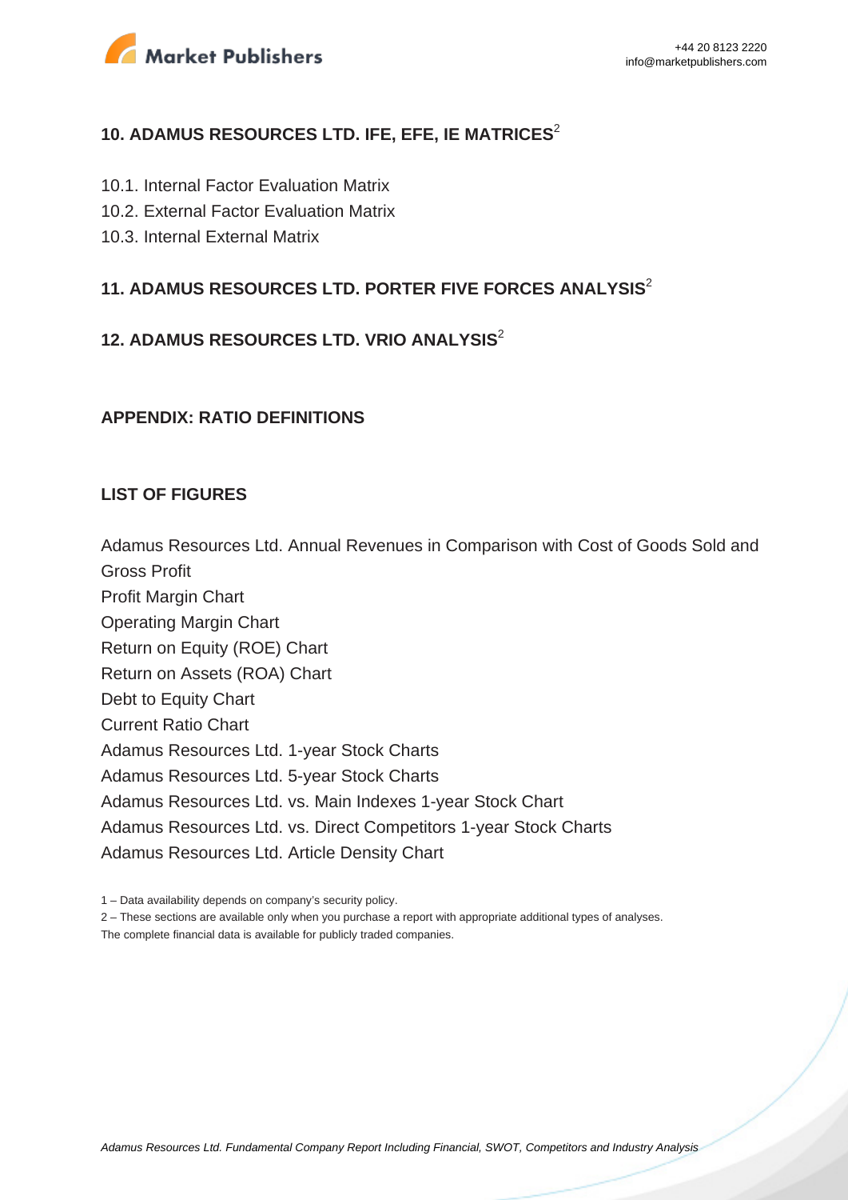## 10. ADAMUS RESOURCES LTD. IFE, EFE, IE MATRICES[2]

10.1. Internal Factor Evaluation Matrix
10.2. External Factor Evaluation Matrix
10.3. Internal External Matrix

## 11. ADAMUS RESOURCES LTD. PORTER FIVE FORCES ANALYSIS[2]

## 12. ADAMUS RESOURCES LTD. VRIO ANALYSIS[2]

## APPENDIX: RATIO DEFINITIONS

## LIST OF FIGURES

Adamus Resources Ltd. Annual Revenues in Comparison with Cost of Goods Sold and Gross Profit
Profit Margin Chart
Operating Margin Chart
Return on Equity (ROE) Chart
Return on Assets (ROA) Chart
Debt to Equity Chart
Current Ratio Chart
Adamus Resources Ltd. 1-year Stock Charts
Adamus Resources Ltd. 5-year Stock Charts
Adamus Resources Ltd. vs. Main Indexes 1-year Stock Chart
Adamus Resources Ltd. vs. Direct Competitors 1-year Stock Charts
Adamus Resources Ltd. Article Density Chart

1 – Data availability depends on company's security policy.
2 – These sections are available only when you purchase a report with appropriate additional types of analyses.
The complete financial data is available for publicly traded companies.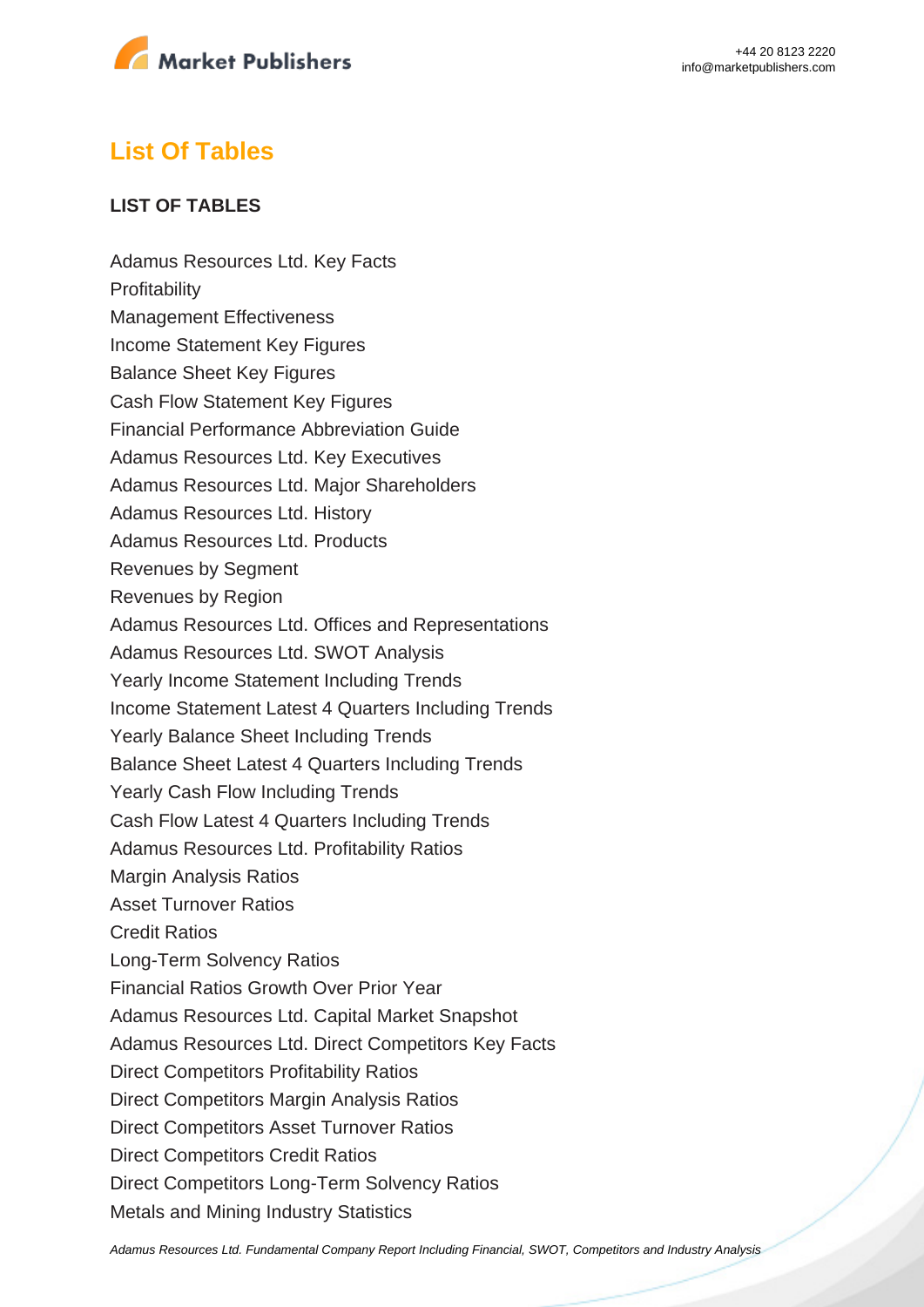## List Of Tables

**LIST OF TABLES**

Adamus Resources Ltd. Key Facts
Profitability
Management Effectiveness
Income Statement Key Figures
Balance Sheet Key Figures
Cash Flow Statement Key Figures
Financial Performance Abbreviation Guide
Adamus Resources Ltd. Key Executives
Adamus Resources Ltd. Major Shareholders
Adamus Resources Ltd. History
Adamus Resources Ltd. Products
Revenues by Segment
Revenues by Region
Adamus Resources Ltd. Offices and Representations
Adamus Resources Ltd. SWOT Analysis
Yearly Income Statement Including Trends
Income Statement Latest 4 Quarters Including Trends
Yearly Balance Sheet Including Trends
Balance Sheet Latest 4 Quarters Including Trends
Yearly Cash Flow Including Trends
Cash Flow Latest 4 Quarters Including Trends
Adamus Resources Ltd. Profitability Ratios
Margin Analysis Ratios
Asset Turnover Ratios
Credit Ratios
Long-Term Solvency Ratios
Financial Ratios Growth Over Prior Year
Adamus Resources Ltd. Capital Market Snapshot
Adamus Resources Ltd. Direct Competitors Key Facts
Direct Competitors Profitability Ratios
Direct Competitors Margin Analysis Ratios
Direct Competitors Asset Turnover Ratios
Direct Competitors Credit Ratios
Direct Competitors Long-Term Solvency Ratios
Metals and Mining Industry Statistics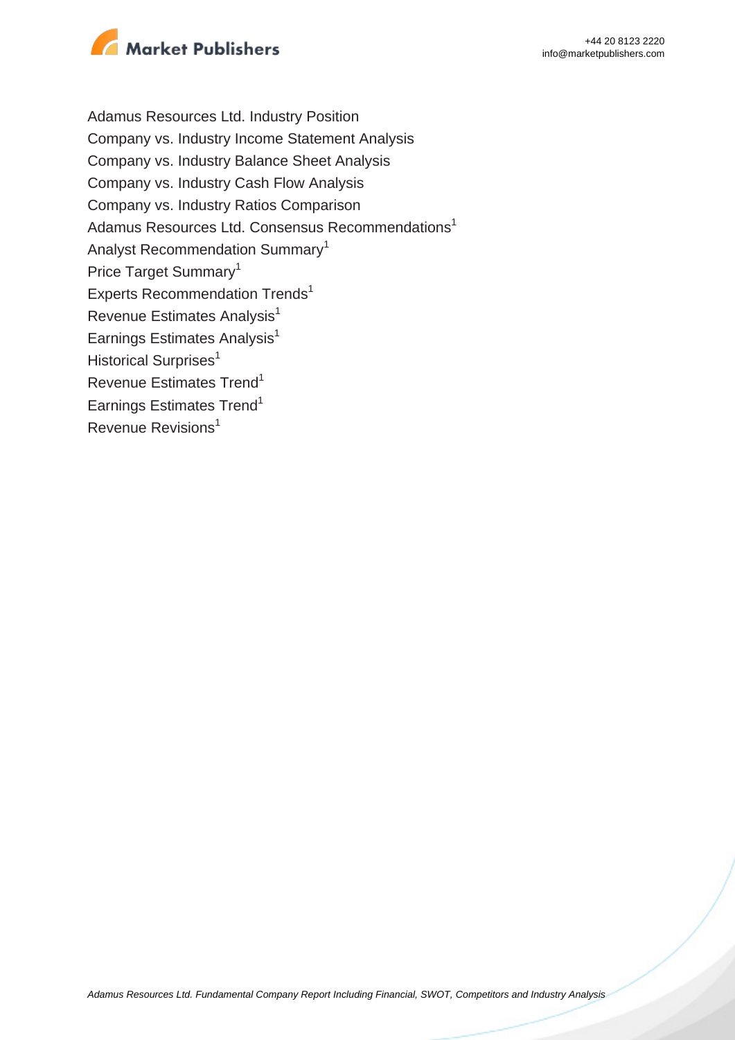Adamus Resources Ltd. Industry Position
Company vs. Industry Income Statement Analysis
Company vs. Industry Balance Sheet Analysis
Company vs. Industry Cash Flow Analysis
Company vs. Industry Ratios Comparison
Adamus Resources Ltd. Consensus Recommendations[1]
Analyst Recommendation Summary[1]
Price Target Summary[1]
Experts Recommendation Trends[1]
Revenue Estimates Analysis[1]
Earnings Estimates Analysis[1]
Historical Surprises[1]
Revenue Estimates Trend[1]
Earnings Estimates Trend[1]
Revenue Revisions[1]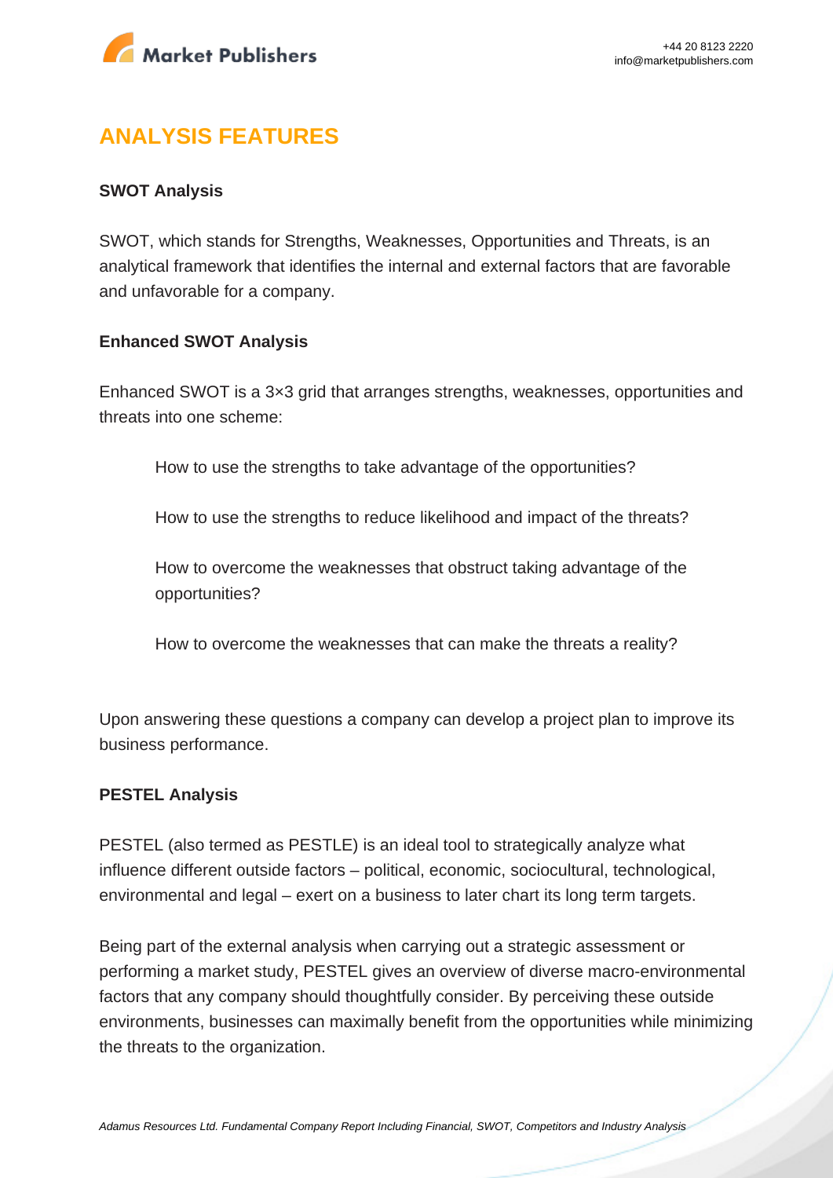## ANALYSIS FEATURES

**SWOT Analysis**

SWOT, which stands for Strengths, Weaknesses, Opportunities and Threats, is an analytical framework that identifies the internal and external factors that are favorable and unfavorable for a company.

**Enhanced SWOT Analysis**

Enhanced SWOT is a 3×3 grid that arranges strengths, weaknesses, opportunities and threats into one scheme:

How to use the strengths to take advantage of the opportunities?

How to use the strengths to reduce likelihood and impact of the threats?

How to overcome the weaknesses that obstruct taking advantage of the opportunities?

How to overcome the weaknesses that can make the threats a reality?

Upon answering these questions a company can develop a project plan to improve its business performance.

**PESTEL Analysis**

PESTEL (also termed as PESTLE) is an ideal tool to strategically analyze what influence different outside factors – political, economic, sociocultural, technological, environmental and legal – exert on a business to later chart its long term targets.

Being part of the external analysis when carrying out a strategic assessment or performing a market study, PESTEL gives an overview of diverse macro-environmental factors that any company should thoughtfully consider. By perceiving these outside environments, businesses can maximally benefit from the opportunities while minimizing the threats to the organization.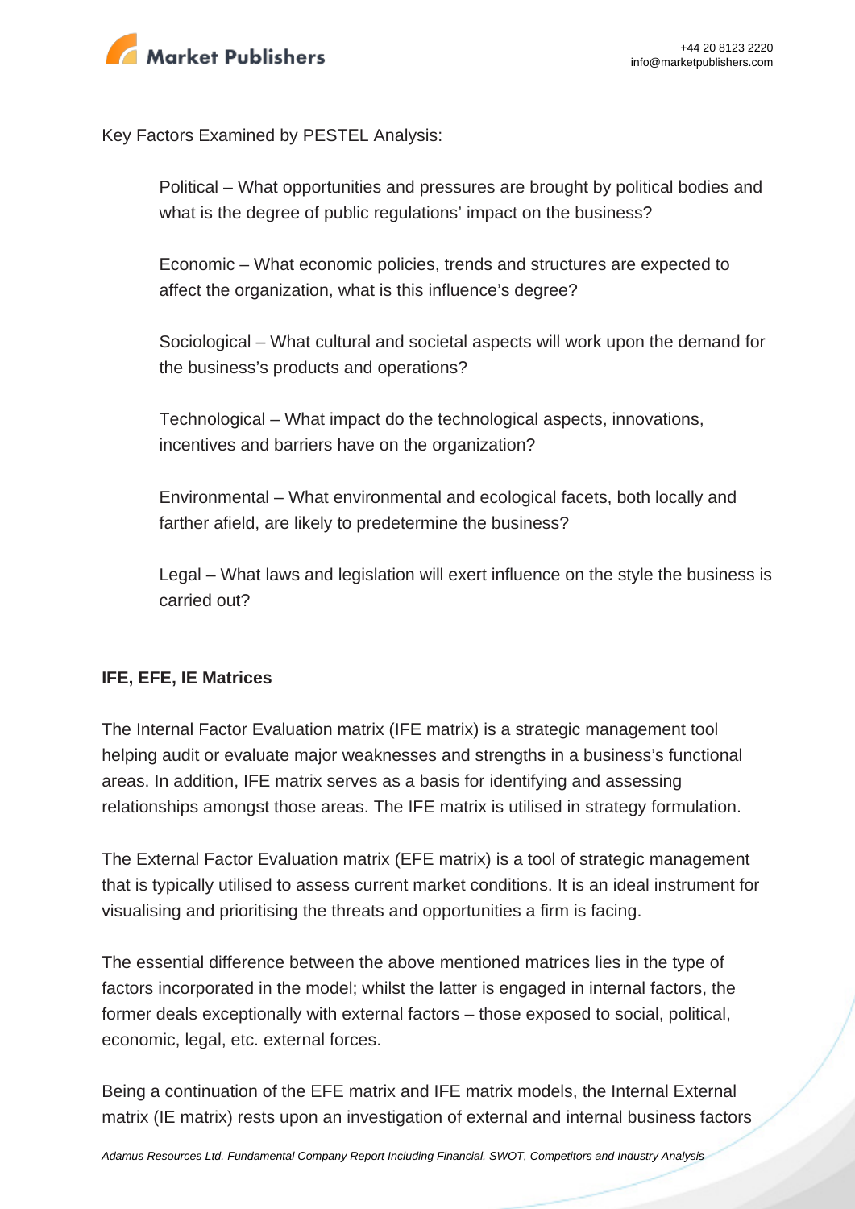Key Factors Examined by PESTEL Analysis:

Political – What opportunities and pressures are brought by political bodies and what is the degree of public regulations' impact on the business?

Economic – What economic policies, trends and structures are expected to affect the organization, what is this influence's degree?

Sociological – What cultural and societal aspects will work upon the demand for the business's products and operations?

Technological – What impact do the technological aspects, innovations, incentives and barriers have on the organization?

Environmental – What environmental and ecological facets, both locally and farther afield, are likely to predetermine the business?

Legal – What laws and legislation will exert influence on the style the business is carried out?

**IFE, EFE, IE Matrices**

The Internal Factor Evaluation matrix (IFE matrix) is a strategic management tool helping audit or evaluate major weaknesses and strengths in a business's functional areas. In addition, IFE matrix serves as a basis for identifying and assessing relationships amongst those areas. The IFE matrix is utilised in strategy formulation.

The External Factor Evaluation matrix (EFE matrix) is a tool of strategic management that is typically utilised to assess current market conditions. It is an ideal instrument for visualising and prioritising the threats and opportunities a firm is facing.

The essential difference between the above mentioned matrices lies in the type of factors incorporated in the model; whilst the latter is engaged in internal factors, the former deals exceptionally with external factors – those exposed to social, political, economic, legal, etc. external forces.

Being a continuation of the EFE matrix and IFE matrix models, the Internal External matrix (IE matrix) rests upon an investigation of external and internal business factors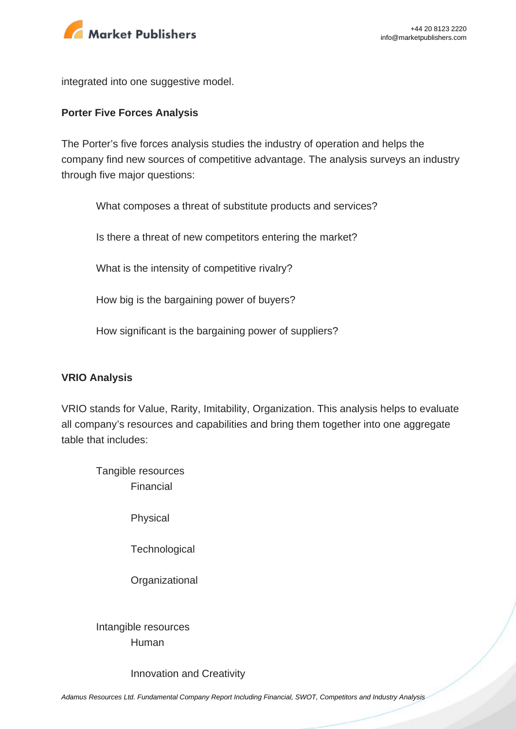integrated into one suggestive model.

**Porter Five Forces Analysis**

The Porter's five forces analysis studies the industry of operation and helps the company find new sources of competitive advantage. The analysis surveys an industry through five major questions:

- What composes a threat of substitute products and services?
- Is there a threat of new competitors entering the market?
- What is the intensity of competitive rivalry?
- How big is the bargaining power of buyers?
- How significant is the bargaining power of suppliers?

**VRIO Analysis**

VRIO stands for Value, Rarity, Imitability, Organization. This analysis helps to evaluate all company's resources and capabilities and bring them together into one aggregate table that includes:

- Tangible resources
  - Financial
  - Physical
  - Technological
  - Organizational
- Intangible resources
  - Human
  - Innovation and Creativity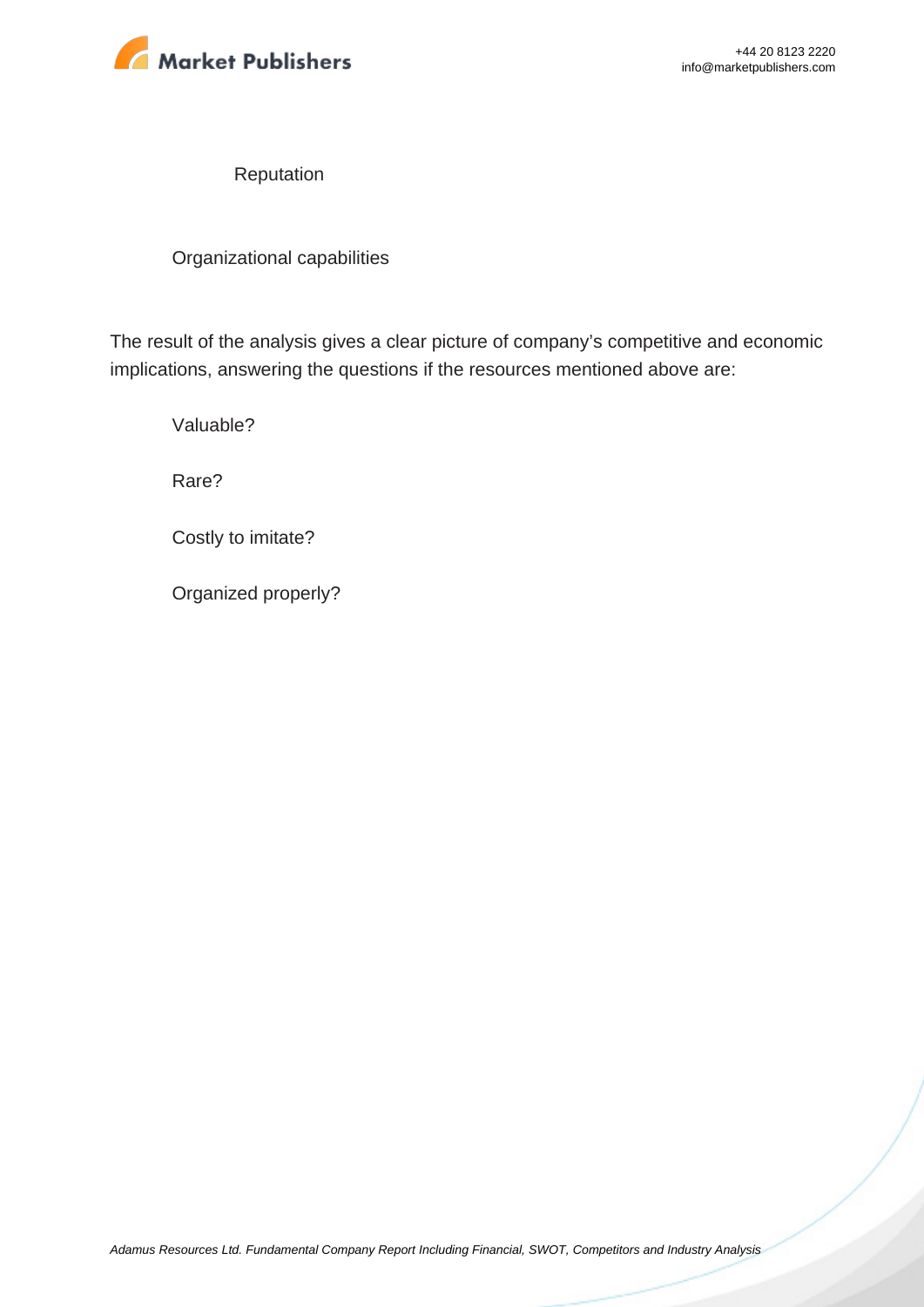Reputation

Organizational capabilities

The result of the analysis gives a clear picture of company's competitive and economic implications, answering the questions if the resources mentioned above are:

Valuable?

Rare?

Costly to imitate?

Organized properly?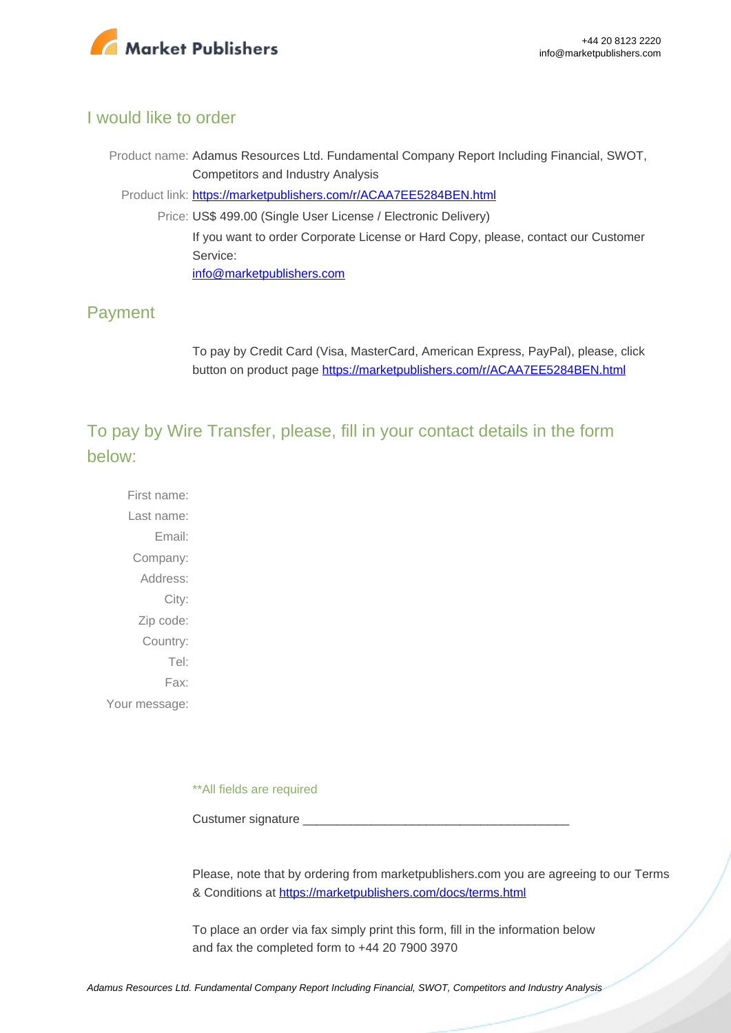## I would like to order

Product name: Adamus Resources Ltd. Fundamental Company Report Including Financial, SWOT, Competitors and Industry Analysis

Product link: https://marketpublishers.com/r/ACAA7EE5284BEN.html

Price: US$ 499.00 (Single User License / Electronic Delivery)

If you want to order Corporate License or Hard Copy, please, contact our Customer Service:

info@marketpublishers.com

## Payment

To pay by Credit Card (Visa, MasterCard, American Express, PayPal), please, click button on product page https://marketpublishers.com/r/ACAA7EE5284BEN.html

## To pay by Wire Transfer, please, fill in your contact details in the form below:

First name:

Last name:

Email:

Company:

Address:

City:

Zip code:

Country:

Tel:

Fax:

Your message:

**All fields are required

Custumer signature _______________________________________

Please, note that by ordering from marketpublishers.com you are agreeing to our Terms & Conditions at https://marketpublishers.com/docs/terms.html

To place an order via fax simply print this form, fill in the information below and fax the completed form to +44 20 7900 3970